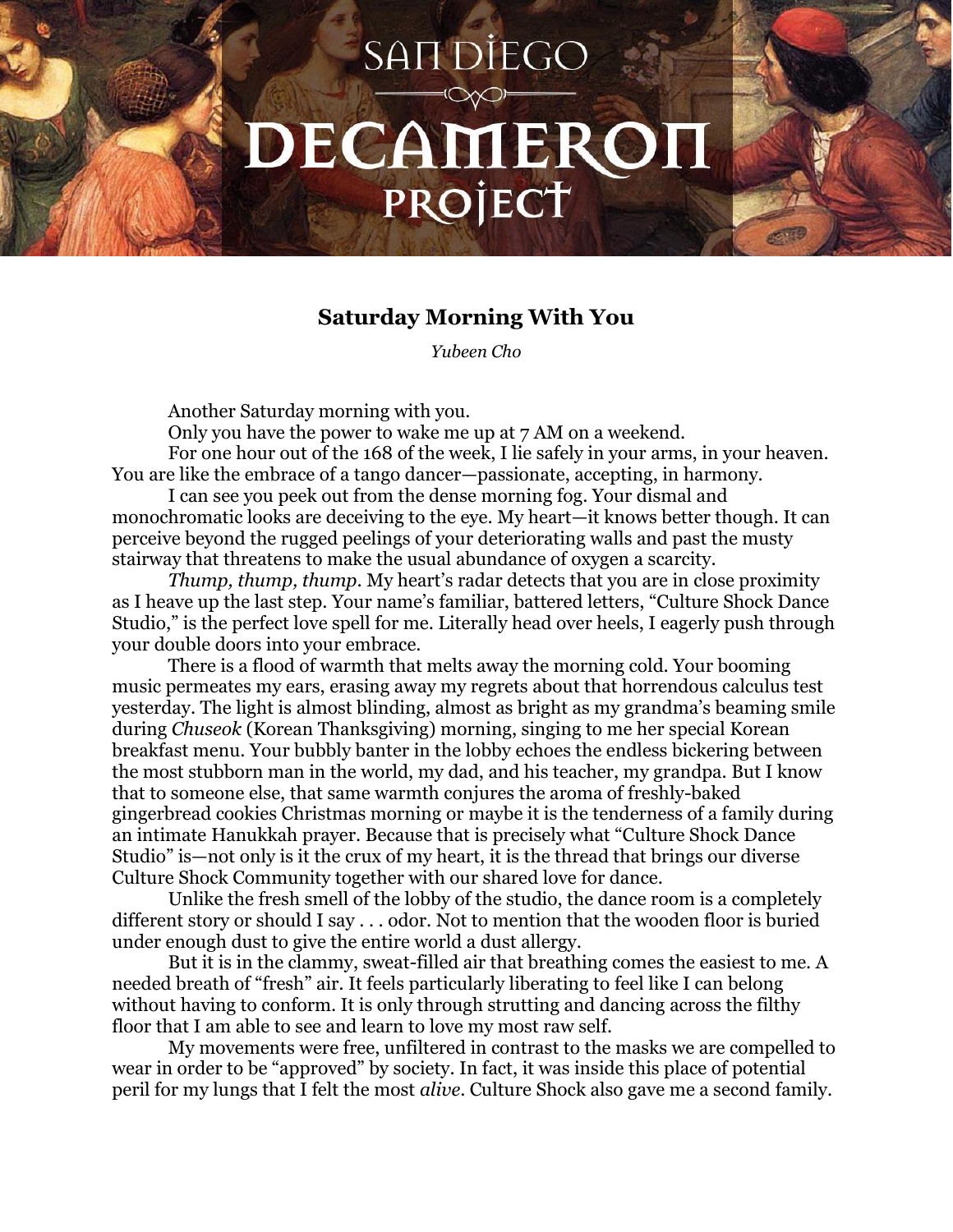# Saturday Morning With You

*Yubeen Cho*

Another Saturday morning with you.

Only you have the power to wake me up at 7 AM on a weekend.

For one hour out of the 168 of the week, I lie safely in your arms, in your heaven. You are like the embrace of a tango dancer—passionate, accepting, in harmony.

I can see you peek out from the dense morning fog. Your dismal and monochromatic looks are deceiving to the eye. My heart—it knows better though. It can perceive beyond the rugged peelings of your deteriorating walls and past the musty stairway that threatens to make the usual abundance of oxygen a scarcity.

*Thump, thump, thump*. My heart's radar detects that you are in close proximity as I heave up the last step. Your name's familiar, battered letters, "Culture Shock Dance Studio," is the perfect love spell for me. Literally head over heels, I eagerly push through your double doors into your embrace.

There is a flood of warmth that melts away the morning cold. Your booming music permeates my ears, erasing away my regrets about that horrendous calculus test yesterday. The light is almost blinding, almost as bright as my grandma's beaming smile during *Chuseok* (Korean Thanksgiving) morning, singing to me her special Korean breakfast menu. Your bubbly banter in the lobby echoes the endless bickering between the most stubborn man in the world, my dad, and his teacher, my grandpa. But I know that to someone else, that same warmth conjures the aroma of freshly-baked gingerbread cookies Christmas morning or maybe it is the tenderness of a family during an intimate Hanukkah prayer. Because that is precisely what "Culture Shock Dance Studio" is—not only is it the crux of my heart, it is the thread that brings our diverse Culture Shock Community together with our shared love for dance.

Unlike the fresh smell of the lobby of the studio, the dance room is a completely different story or should I say . . . odor. Not to mention that the wooden floor is buried under enough dust to give the entire world a dust allergy.

But it is in the clammy, sweat-filled air that breathing comes the easiest to me. A needed breath of "fresh" air. It feels particularly liberating to feel like I can belong without having to conform. It is only through strutting and dancing across the filthy floor that I am able to see and learn to love my most raw self.

My movements were free, unfiltered in contrast to the masks we are compelled to wear in order to be "approved" by society. In fact, it was inside this place of potential peril for my lungs that I felt the most *alive*. Culture Shock also gave me a second family.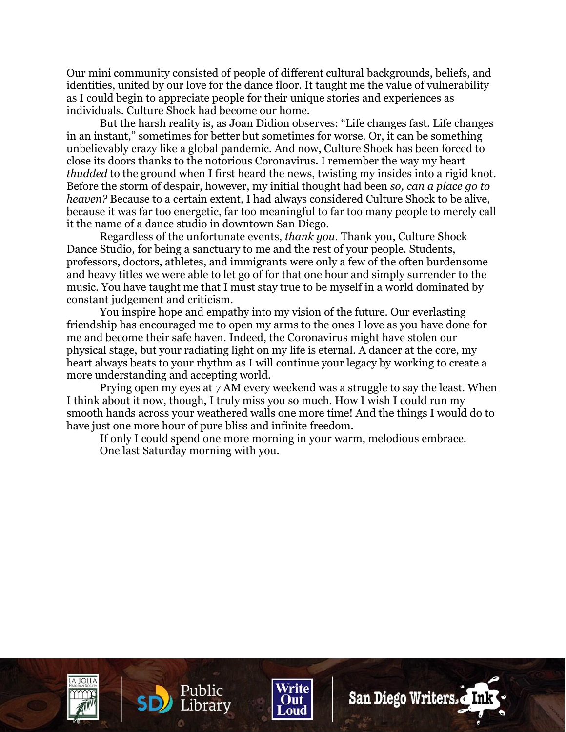Our mini community consisted of people of different cultural backgrounds, beliefs, and identities, united by our love for the dance floor. It taught me the value of vulnerability as I could begin to appreciate people for their unique stories and experiences as individuals. Culture Shock had become our home.

But the harsh reality is, as Joan Didion observes: “Life changes fast. Life changes in an instant,” sometimes for better but sometimes for worse. Or, it can be something unbelievably crazy like a global pandemic. And now, Culture Shock has been forced to close its doors thanks to the notorious Coronavirus. I remember the way my heart *thudded* to the ground when I first heard the news, twisting my insides into a rigid knot. Before the storm of despair, however, my initial thought had been *so, can a place go to heaven?* Because to a certain extent, I had always considered Culture Shock to be alive, because it was far too energetic, far too meaningful to far too many people to merely call it the name of a dance studio in downtown San Diego.

Regardless of the unfortunate events, *thank you*. Thank you, Culture Shock Dance Studio, for being a sanctuary to me and the rest of your people. Students, professors, doctors, athletes, and immigrants were only a few of the often burdensome and heavy titles we were able to let go of for that one hour and simply surrender to the music. You have taught me that I must stay true to be myself in a world dominated by constant judgement and criticism.

You inspire hope and empathy into my vision of the future. Our everlasting friendship has encouraged me to open my arms to the ones I love as you have done for me and become their safe haven. Indeed, the Coronavirus might have stolen our physical stage, but your radiating light on my life is eternal. A dancer at the core, my heart always beats to your rhythm as I will continue your legacy by working to create a more understanding and accepting world.

Prying open my eyes at 7 AM every weekend was a struggle to say the least. When I think about it now, though, I truly miss you so much. How I wish I could run my smooth hands across your weathered walls one more time! And the things I would do to have just one more hour of pure bliss and infinite freedom.

If only I could spend one more morning in your warm, melodious embrace.

One last Saturday morning with you.